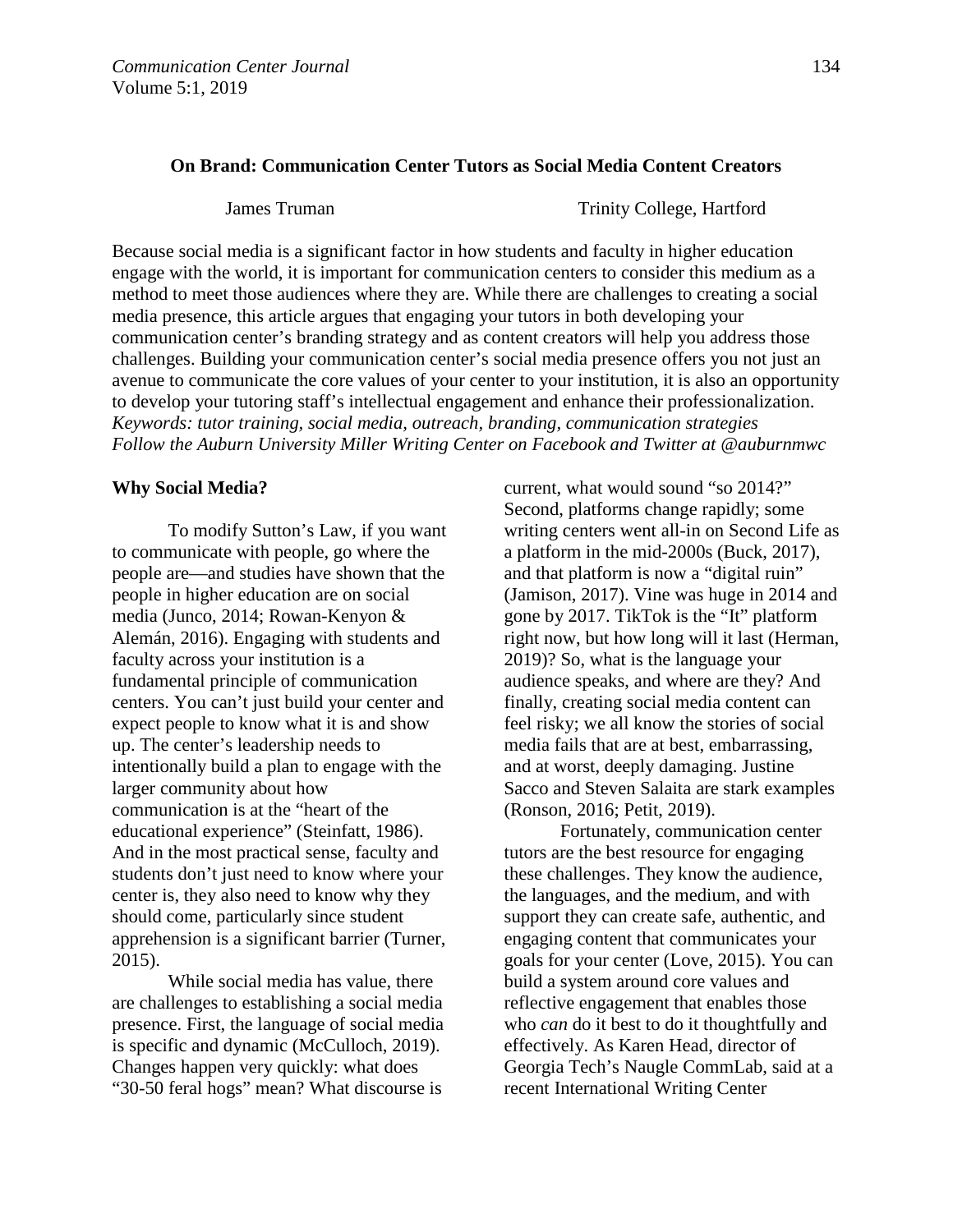**On Brand: Communication Center Tutors as Social Media Content Creators**

James Truman — Trinity College, Hartford

Because social media is a significant factor in how students and faculty in higher education engage with the world, it is important for communication centers to consider this medium as a method to meet those audiences where they are. While there are challenges to creating a social media presence, this article argues that engaging your tutors in both developing your communication center's branding strategy and as content creators will help you address those challenges. Building your communication center's social media presence offers you not just an avenue to communicate the core values of your center to your institution, it is also an opportunity to develop your tutoring staff's intellectual engagement and enhance their professionalization.

*Keywords: tutor training, social media, outreach, branding, communication strategies*

*Follow the Auburn University Miller Writing Center on Facebook and Twitter at @auburnmwc*

## Why Social Media?

To modify Sutton's Law, if you want to communicate with people, go where the people are—and studies have shown that the people in higher education are on social media (Junco, 2014; Rowan-Kenyon & Alemán, 2016). Engaging with students and faculty across your institution is a fundamental principle of communication centers. You can't just build your center and expect people to know what it is and show up. The center's leadership needs to intentionally build a plan to engage with the larger community about how communication is at the "heart of the educational experience" (Steinfatt, 1986). And in the most practical sense, faculty and students don't just need to know where your center is, they also need to know why they should come, particularly since student apprehension is a significant barrier (Turner, 2015).

While social media has value, there are challenges to establishing a social media presence. First, the language of social media is specific and dynamic (McCulloch, 2019). Changes happen very quickly: what does "30-50 feral hogs" mean? What discourse is current, what would sound "so 2014?" Second, platforms change rapidly; some writing centers went all-in on Second Life as a platform in the mid-2000s (Buck, 2017), and that platform is now a "digital ruin" (Jamison, 2017). Vine was huge in 2014 and gone by 2017. TikTok is the "It" platform right now, but how long will it last (Herman, 2019)? So, what is the language your audience speaks, and where are they? And finally, creating social media content can feel risky; we all know the stories of social media fails that are at best, embarrassing, and at worst, deeply damaging. Justine Sacco and Steven Salaita are stark examples (Ronson, 2016; Petit, 2019).

Fortunately, communication center tutors are the best resource for engaging these challenges. They know the audience, the languages, and the medium, and with support they can create safe, authentic, and engaging content that communicates your goals for your center (Love, 2015). You can build a system around core values and reflective engagement that enables those who *can* do it best to do it thoughtfully and effectively. As Karen Head, director of Georgia Tech's Naugle CommLab, said at a recent International Writing Center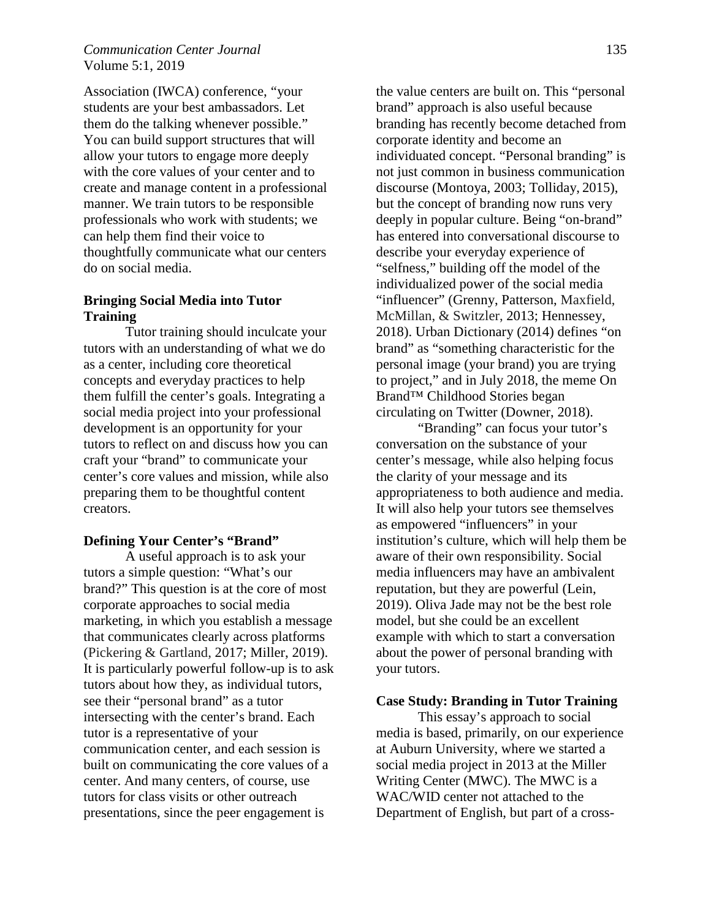Association (IWCA) conference, "your students are your best ambassadors. Let them do the talking whenever possible." You can build support structures that will allow your tutors to engage more deeply with the core values of your center and to create and manage content in a professional manner. We train tutors to be responsible professionals who work with students; we can help them find their voice to thoughtfully communicate what our centers do on social media.

## Bringing Social Media into Tutor Training

Tutor training should inculcate your tutors with an understanding of what we do as a center, including core theoretical concepts and everyday practices to help them fulfill the center's goals. Integrating a social media project into your professional development is an opportunity for your tutors to reflect on and discuss how you can craft your "brand" to communicate your center's core values and mission, while also preparing them to be thoughtful content creators.

## Defining Your Center's "Brand"

A useful approach is to ask your tutors a simple question: "What's our brand?" This question is at the core of most corporate approaches to social media marketing, in which you establish a message that communicates clearly across platforms (Pickering & Gartland, 2017; Miller, 2019). It is particularly powerful follow-up is to ask tutors about how they, as individual tutors, see their "personal brand" as a tutor intersecting with the center's brand. Each tutor is a representative of your communication center, and each session is built on communicating the core values of a center. And many centers, of course, use tutors for class visits or other outreach presentations, since the peer engagement is the value centers are built on. This "personal brand" approach is also useful because branding has recently become detached from corporate identity and become an individuated concept. "Personal branding" is not just common in business communication discourse (Montoya, 2003; Tolliday, 2015), but the concept of branding now runs very deeply in popular culture. Being "on-brand" has entered into conversational discourse to describe your everyday experience of "selfness," building off the model of the individualized power of the social media "influencer" (Grenny, Patterson, Maxfield, McMillan, & Switzler, 2013; Hennessey, 2018). Urban Dictionary (2014) defines "on brand" as "something characteristic for the personal image (your brand) you are trying to project," and in July 2018, the meme On Brand™ Childhood Stories began circulating on Twitter (Downer, 2018).

"Branding" can focus your tutor's conversation on the substance of your center's message, while also helping focus the clarity of your message and its appropriateness to both audience and media. It will also help your tutors see themselves as empowered "influencers" in your institution's culture, which will help them be aware of their own responsibility. Social media influencers may have an ambivalent reputation, but they are powerful (Lein, 2019). Oliva Jade may not be the best role model, but she could be an excellent example with which to start a conversation about the power of personal branding with your tutors.

## Case Study: Branding in Tutor Training

This essay's approach to social media is based, primarily, on our experience at Auburn University, where we started a social media project in 2013 at the Miller Writing Center (MWC). The MWC is a WAC/WID center not attached to the Department of English, but part of a cross-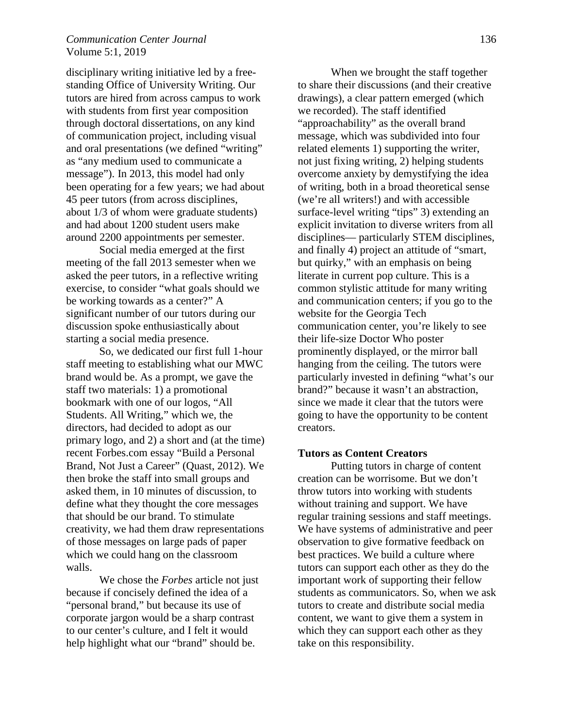disciplinary writing initiative led by a free-standing Office of University Writing. Our tutors are hired from across campus to work with students from first year composition through doctoral dissertations, on any kind of communication project, including visual and oral presentations (we defined "writing" as "any medium used to communicate a message"). In 2013, this model had only been operating for a few years; we had about 45 peer tutors (from across disciplines, about 1/3 of whom were graduate students) and had about 1200 student users make around 2200 appointments per semester.

Social media emerged at the first meeting of the fall 2013 semester when we asked the peer tutors, in a reflective writing exercise, to consider "what goals should we be working towards as a center?" A significant number of our tutors during our discussion spoke enthusiastically about starting a social media presence.

So, we dedicated our first full 1-hour staff meeting to establishing what our MWC brand would be. As a prompt, we gave the staff two materials: 1) a promotional bookmark with one of our logos, "All Students. All Writing," which we, the directors, had decided to adopt as our primary logo, and 2) a short and (at the time) recent Forbes.com essay "Build a Personal Brand, Not Just a Career" (Quast, 2012). We then broke the staff into small groups and asked them, in 10 minutes of discussion, to define what they thought the core messages that should be our brand. To stimulate creativity, we had them draw representations of those messages on large pads of paper which we could hang on the classroom walls.

We chose the *Forbes* article not just because if concisely defined the idea of a "personal brand," but because its use of corporate jargon would be a sharp contrast to our center's culture, and I felt it would help highlight what our "brand" should be.

When we brought the staff together to share their discussions (and their creative drawings), a clear pattern emerged (which we recorded). The staff identified "approachability" as the overall brand message, which was subdivided into four related elements 1) supporting the writer, not just fixing writing, 2) helping students overcome anxiety by demystifying the idea of writing, both in a broad theoretical sense (we're all writers!) and with accessible surface-level writing "tips" 3) extending an explicit invitation to diverse writers from all disciplines— particularly STEM disciplines, and finally 4) project an attitude of "smart, but quirky," with an emphasis on being literate in current pop culture. This is a common stylistic attitude for many writing and communication centers; if you go to the website for the Georgia Tech communication center, you're likely to see their life-size Doctor Who poster prominently displayed, or the mirror ball hanging from the ceiling. The tutors were particularly invested in defining "what's our brand?" because it wasn't an abstraction, since we made it clear that the tutors were going to have the opportunity to be content creators.

### Tutors as Content Creators

Putting tutors in charge of content creation can be worrisome. But we don't throw tutors into working with students without training and support. We have regular training sessions and staff meetings. We have systems of administrative and peer observation to give formative feedback on best practices. We build a culture where tutors can support each other as they do the important work of supporting their fellow students as communicators. So, when we ask tutors to create and distribute social media content, we want to give them a system in which they can support each other as they take on this responsibility.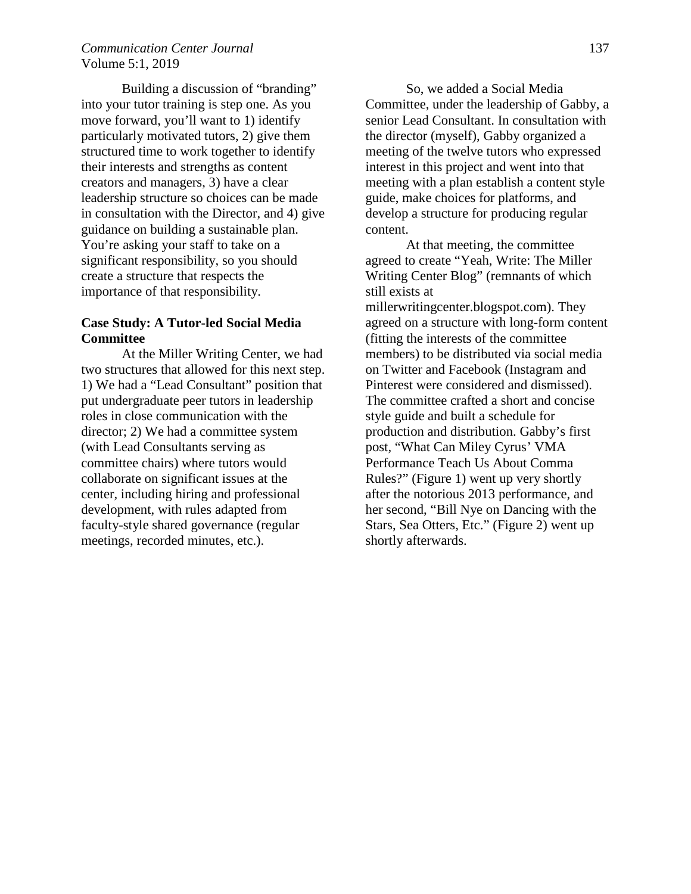Building a discussion of "branding" into your tutor training is step one. As you move forward, you'll want to 1) identify particularly motivated tutors, 2) give them structured time to work together to identify their interests and strengths as content creators and managers, 3) have a clear leadership structure so choices can be made in consultation with the Director, and 4) give guidance on building a sustainable plan. You're asking your staff to take on a significant responsibility, so you should create a structure that respects the importance of that responsibility.

### Case Study: A Tutor-led Social Media Committee

At the Miller Writing Center, we had two structures that allowed for this next step. 1) We had a "Lead Consultant" position that put undergraduate peer tutors in leadership roles in close communication with the director; 2) We had a committee system (with Lead Consultants serving as committee chairs) where tutors would collaborate on significant issues at the center, including hiring and professional development, with rules adapted from faculty-style shared governance (regular meetings, recorded minutes, etc.).

So, we added a Social Media Committee, under the leadership of Gabby, a senior Lead Consultant. In consultation with the director (myself), Gabby organized a meeting of the twelve tutors who expressed interest in this project and went into that meeting with a plan establish a content style guide, make choices for platforms, and develop a structure for producing regular content.

At that meeting, the committee agreed to create "Yeah, Write: The Miller Writing Center Blog" (remnants of which still exists at millerwritingcenter.blogspot.com). They agreed on a structure with long-form content (fitting the interests of the committee members) to be distributed via social media on Twitter and Facebook (Instagram and Pinterest were considered and dismissed). The committee crafted a short and concise style guide and built a schedule for production and distribution. Gabby's first post, "What Can Miley Cyrus' VMA Performance Teach Us About Comma Rules?" (Figure 1) went up very shortly after the notorious 2013 performance, and her second, "Bill Nye on Dancing with the Stars, Sea Otters, Etc." (Figure 2) went up shortly afterwards.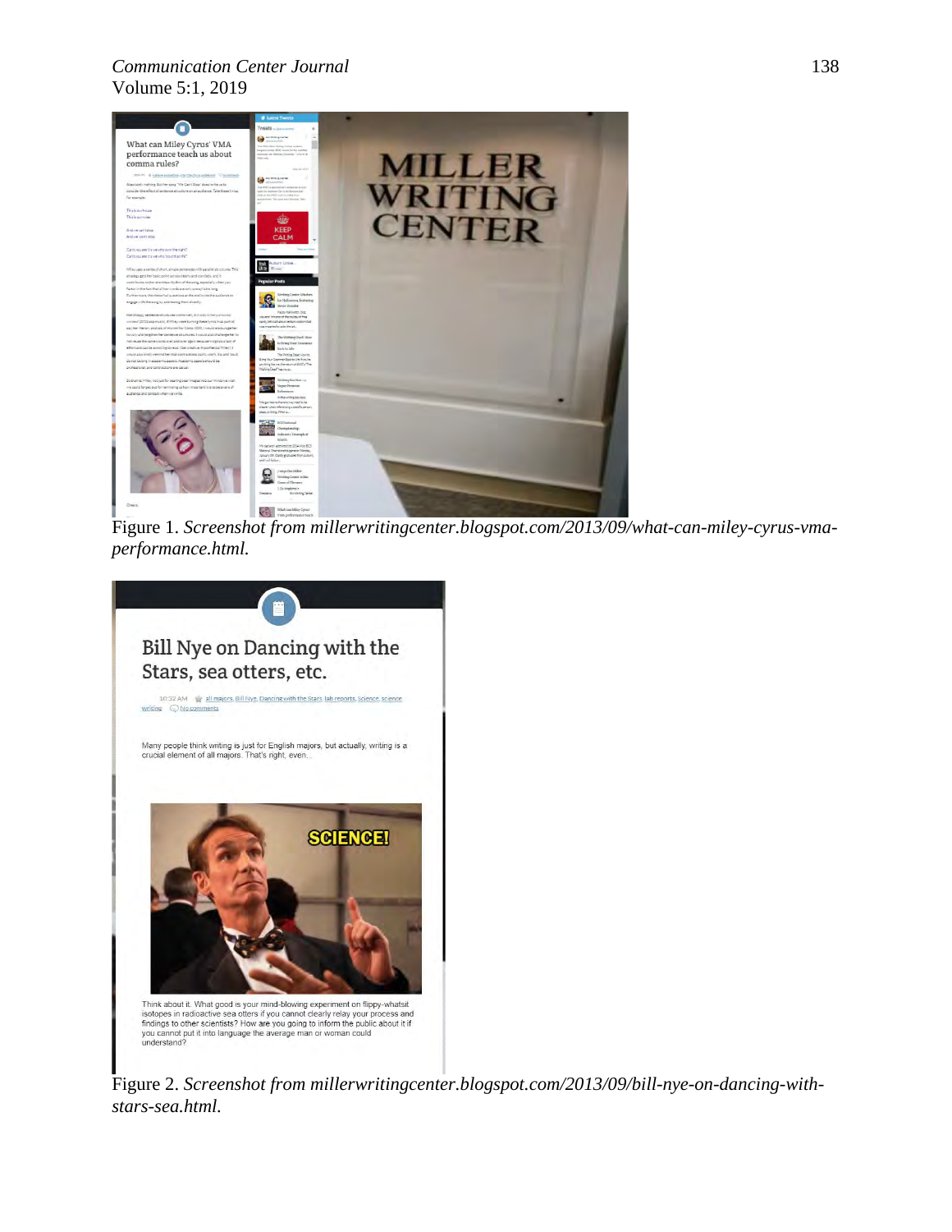Figure 1. *Screenshot from millerwritingcenter.blogspot.com/2013/09/what-can-miley-cyrus-vma-performance.html.*

Figure 2. *Screenshot from millerwritingcenter.blogspot.com/2013/09/bill-nye-on-dancing-with-stars-sea.html.*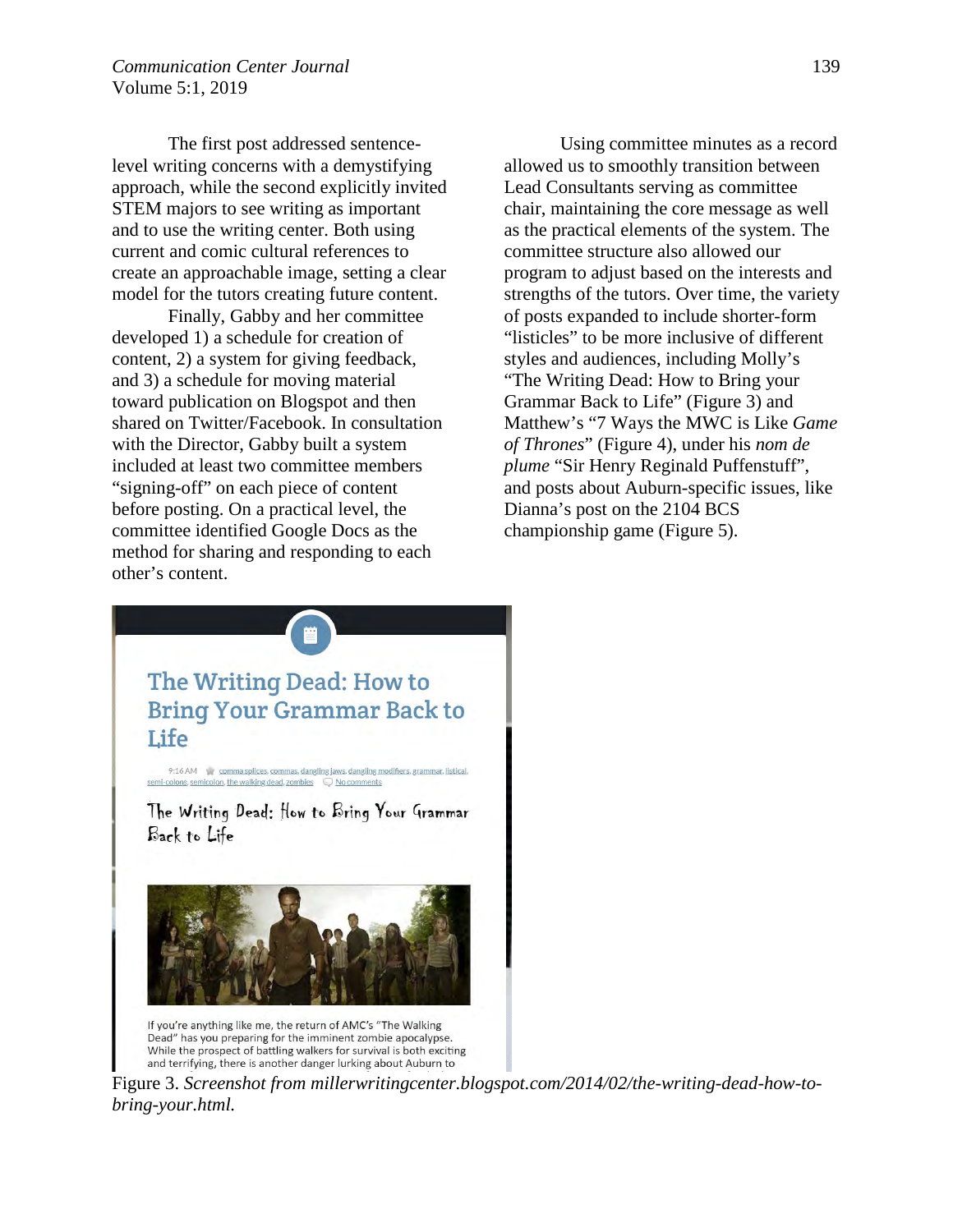The first post addressed sentence-level writing concerns with a demystifying approach, while the second explicitly invited STEM majors to see writing as important and to use the writing center. Both using current and comic cultural references to create an approachable image, setting a clear model for the tutors creating future content.

Finally, Gabby and her committee developed 1) a schedule for creation of content, 2) a system for giving feedback, and 3) a schedule for moving material toward publication on Blogspot and then shared on Twitter/Facebook. In consultation with the Director, Gabby built a system included at least two committee members "signing-off" on each piece of content before posting. On a practical level, the committee identified Google Docs as the method for sharing and responding to each other's content.

Using committee minutes as a record allowed us to smoothly transition between Lead Consultants serving as committee chair, maintaining the core message as well as the practical elements of the system. The committee structure also allowed our program to adjust based on the interests and strengths of the tutors. Over time, the variety of posts expanded to include shorter-form "listicles" to be more inclusive of different styles and audiences, including Molly's "The Writing Dead: How to Bring your Grammar Back to Life" (Figure 3) and Matthew's "7 Ways the MWC is Like *Game of Thrones*" (Figure 4), under his *nom de plume* "Sir Henry Reginald Puffenstuff", and posts about Auburn-specific issues, like Dianna's post on the 2104 BCS championship game (Figure 5).

Figure 3. *Screenshot from millerwritingcenter.blogspot.com/2014/02/the-writing-dead-how-to-bring-your.html.*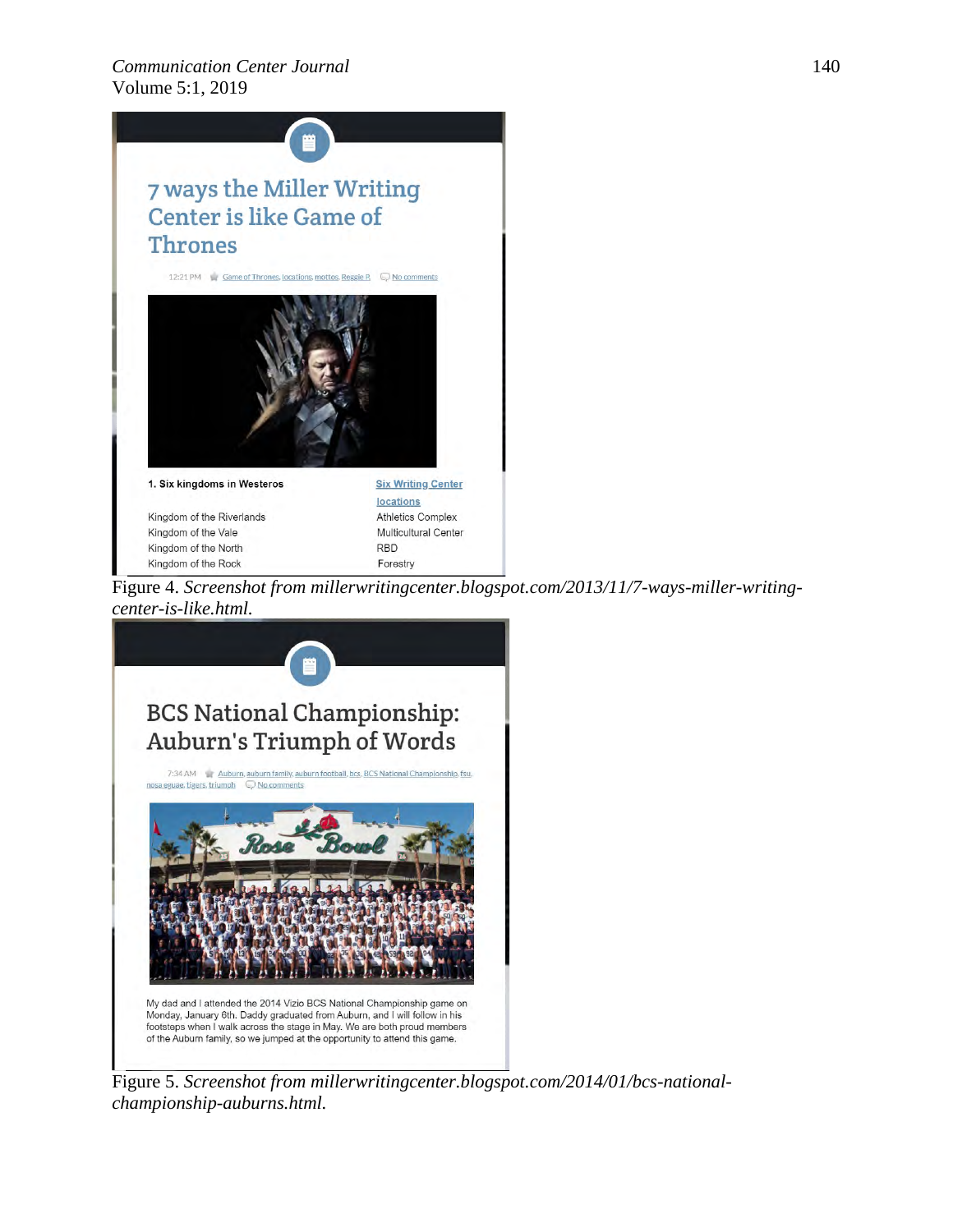7 ways the Miller Writing Center is like Game of Thrones

12:21 PM Game of Thrones, locations, mottos, Reggie P. No comments

1. Six kingdoms in Westeros | Six Writing Center locations

Kingdom of the Riverlands | Athletics Complex
Kingdom of the Vale | Multicultural Center
Kingdom of the North | RBD
Kingdom of the Rock | Forestry

Figure 4. *Screenshot from millerwritingcenter.blogspot.com/2013/11/7-ways-miller-writing-center-is-like.html.*

BCS National Championship: Auburn's Triumph of Words

7:34 AM Auburn, auburn family, auburn football, bcs, BCS National Championship, fsu, rosa eguae, tigers, triumph No comments

My dad and I attended the 2014 Vizio BCS National Championship game on Monday, January 6th. Daddy graduated from Auburn, and I will follow in his footsteps when I walk across the stage in May. We are both proud members of the Auburn family, so we jumped at the opportunity to attend this game.

Figure 5. *Screenshot from millerwritingcenter.blogspot.com/2014/01/bcs-national-championship-auburns.html.*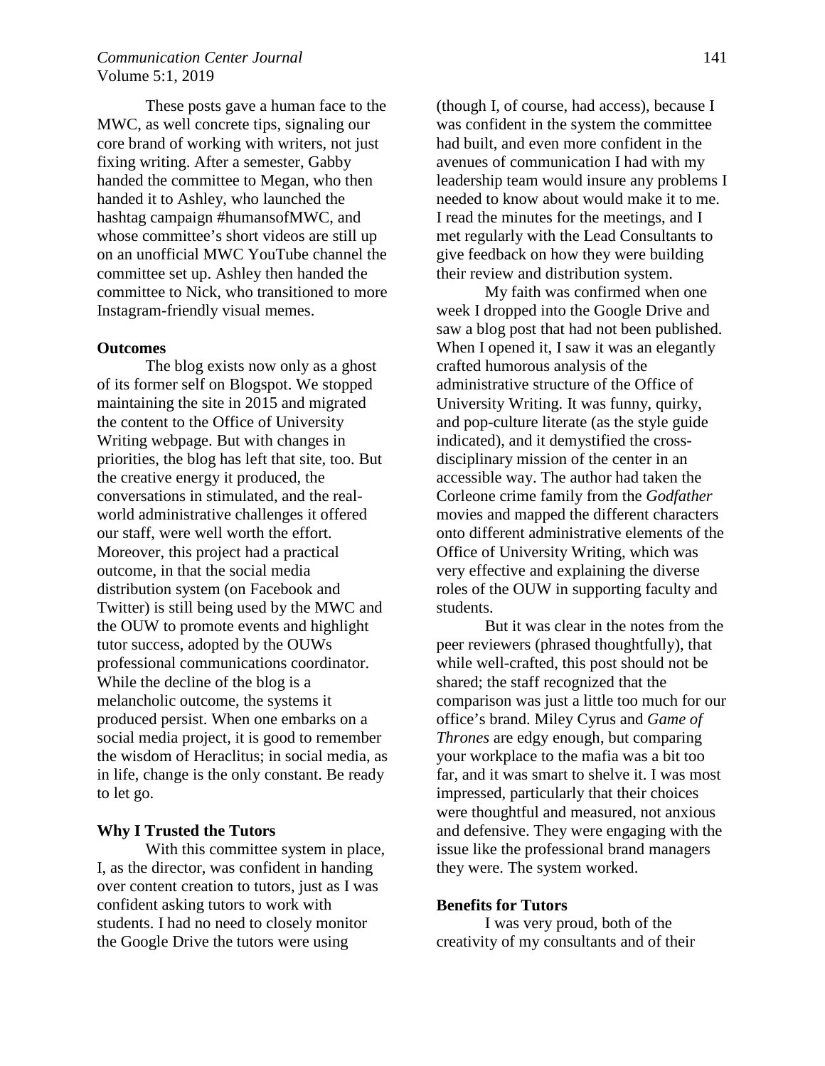These posts gave a human face to the MWC, as well concrete tips, signaling our core brand of working with writers, not just fixing writing. After a semester, Gabby handed the committee to Megan, who then handed it to Ashley, who launched the hashtag campaign #humansofMWC, and whose committee's short videos are still up on an unofficial MWC YouTube channel the committee set up. Ashley then handed the committee to Nick, who transitioned to more Instagram-friendly visual memes.

**Outcomes**

The blog exists now only as a ghost of its former self on Blogspot. We stopped maintaining the site in 2015 and migrated the content to the Office of University Writing webpage. But with changes in priorities, the blog has left that site, too. But the creative energy it produced, the conversations in stimulated, and the real-world administrative challenges it offered our staff, were well worth the effort. Moreover, this project had a practical outcome, in that the social media distribution system (on Facebook and Twitter) is still being used by the MWC and the OUW to promote events and highlight tutor success, adopted by the OUWs professional communications coordinator. While the decline of the blog is a melancholic outcome, the systems it produced persist. When one embarks on a social media project, it is good to remember the wisdom of Heraclitus; in social media, as in life, change is the only constant. Be ready to let go.

**Why I Trusted the Tutors**

With this committee system in place, I, as the director, was confident in handing over content creation to tutors, just as I was confident asking tutors to work with students. I had no need to closely monitor the Google Drive the tutors were using (though I, of course, had access), because I was confident in the system the committee had built, and even more confident in the avenues of communication I had with my leadership team would insure any problems I needed to know about would make it to me. I read the minutes for the meetings, and I met regularly with the Lead Consultants to give feedback on how they were building their review and distribution system.

My faith was confirmed when one week I dropped into the Google Drive and saw a blog post that had not been published. When I opened it, I saw it was an elegantly crafted humorous analysis of the administrative structure of the Office of University Writing. It was funny, quirky, and pop-culture literate (as the style guide indicated), and it demystified the cross-disciplinary mission of the center in an accessible way. The author had taken the Corleone crime family from the *Godfather* movies and mapped the different characters onto different administrative elements of the Office of University Writing, which was very effective and explaining the diverse roles of the OUW in supporting faculty and students.

But it was clear in the notes from the peer reviewers (phrased thoughtfully), that while well-crafted, this post should not be shared; the staff recognized that the comparison was just a little too much for our office's brand. Miley Cyrus and *Game of Thrones* are edgy enough, but comparing your workplace to the mafia was a bit too far, and it was smart to shelve it. I was most impressed, particularly that their choices were thoughtful and measured, not anxious and defensive. They were engaging with the issue like the professional brand managers they were. The system worked.

**Benefits for Tutors**

I was very proud, both of the creativity of my consultants and of their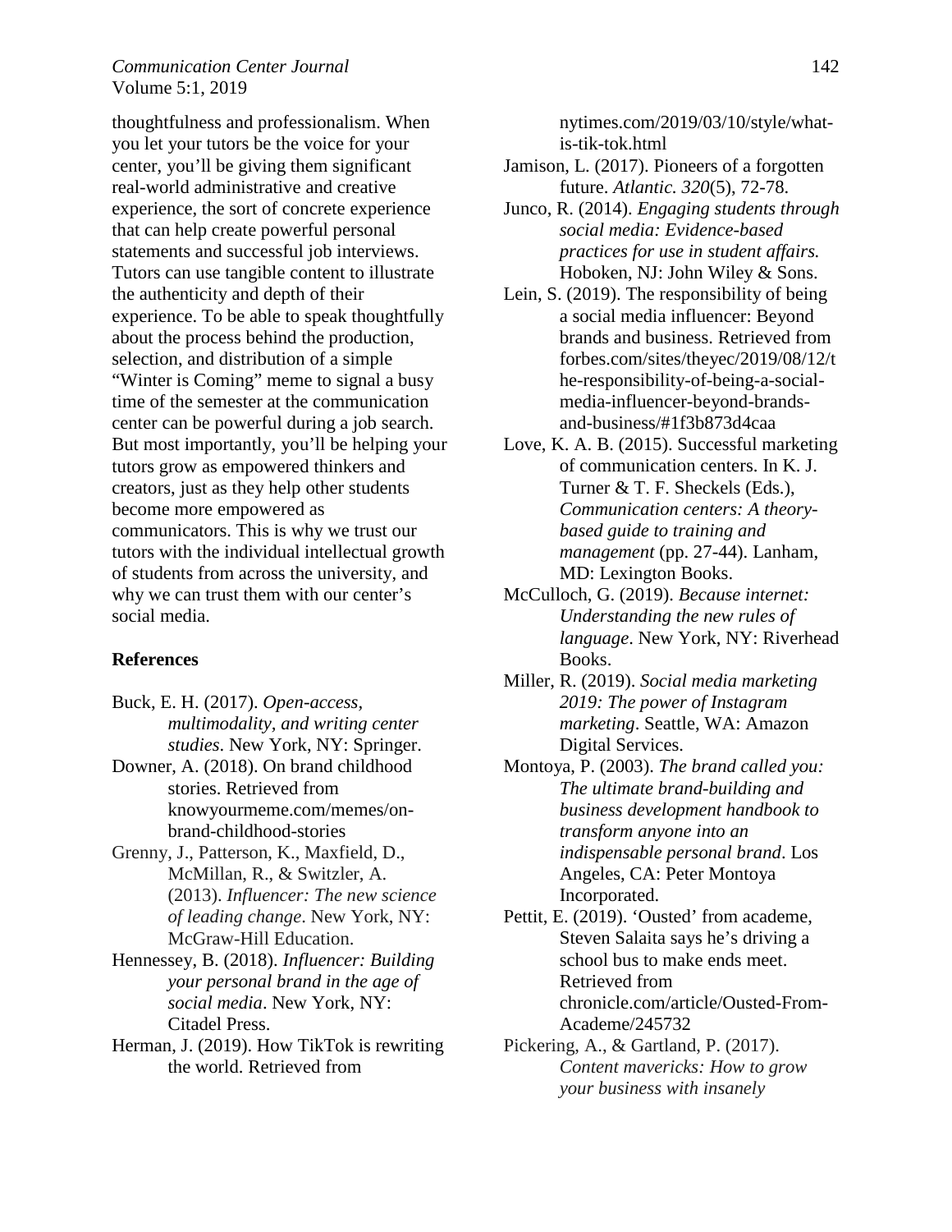thoughtfulness and professionalism. When you let your tutors be the voice for your center, you'll be giving them significant real-world administrative and creative experience, the sort of concrete experience that can help create powerful personal statements and successful job interviews. Tutors can use tangible content to illustrate the authenticity and depth of their experience. To be able to speak thoughtfully about the process behind the production, selection, and distribution of a simple "Winter is Coming" meme to signal a busy time of the semester at the communication center can be powerful during a job search. But most importantly, you'll be helping your tutors grow as empowered thinkers and creators, just as they help other students become more empowered as communicators. This is why we trust our tutors with the individual intellectual growth of students from across the university, and why we can trust them with our center's social media.

**References**

Buck, E. H. (2017). *Open-access, multimodality, and writing center studies*. New York, NY: Springer.

Downer, A. (2018). On brand childhood stories. Retrieved from knowyourmeme.com/memes/on-brand-childhood-stories

Grenny, J., Patterson, K., Maxfield, D., McMillan, R., & Switzler, A. (2013). *Influencer: The new science of leading change*. New York, NY: McGraw-Hill Education.

Hennessey, B. (2018). *Influencer: Building your personal brand in the age of social media*. New York, NY: Citadel Press.

Herman, J. (2019). How TikTok is rewriting the world. Retrieved from nytimes.com/2019/03/10/style/what-is-tik-tok.html

Jamison, L. (2017). Pioneers of a forgotten future. *Atlantic. 320*(5), 72-78.

Junco, R. (2014). *Engaging students through social media: Evidence-based practices for use in student affairs.* Hoboken, NJ: John Wiley & Sons.

Lein, S. (2019). The responsibility of being a social media influencer: Beyond brands and business. Retrieved from forbes.com/sites/theyec/2019/08/12/the-responsibility-of-being-a-social-media-influencer-beyond-brands-and-business/#1f3b873d4caa

Love, K. A. B. (2015). Successful marketing of communication centers. In K. J. Turner & T. F. Sheckels (Eds.), *Communication centers: A theory-based guide to training and management* (pp. 27-44). Lanham, MD: Lexington Books.

McCulloch, G. (2019). *Because internet: Understanding the new rules of language*. New York, NY: Riverhead Books.

Miller, R. (2019). *Social media marketing 2019: The power of Instagram marketing*. Seattle, WA: Amazon Digital Services.

Montoya, P. (2003). *The brand called you: The ultimate brand-building and business development handbook to transform anyone into an indispensable personal brand*. Los Angeles, CA: Peter Montoya Incorporated.

Pettit, E. (2019). 'Ousted' from academe, Steven Salaita says he's driving a school bus to make ends meet. Retrieved from chronicle.com/article/Ousted-From-Academe/245732

Pickering, A., & Gartland, P. (2017). *Content mavericks: How to grow your business with insanely*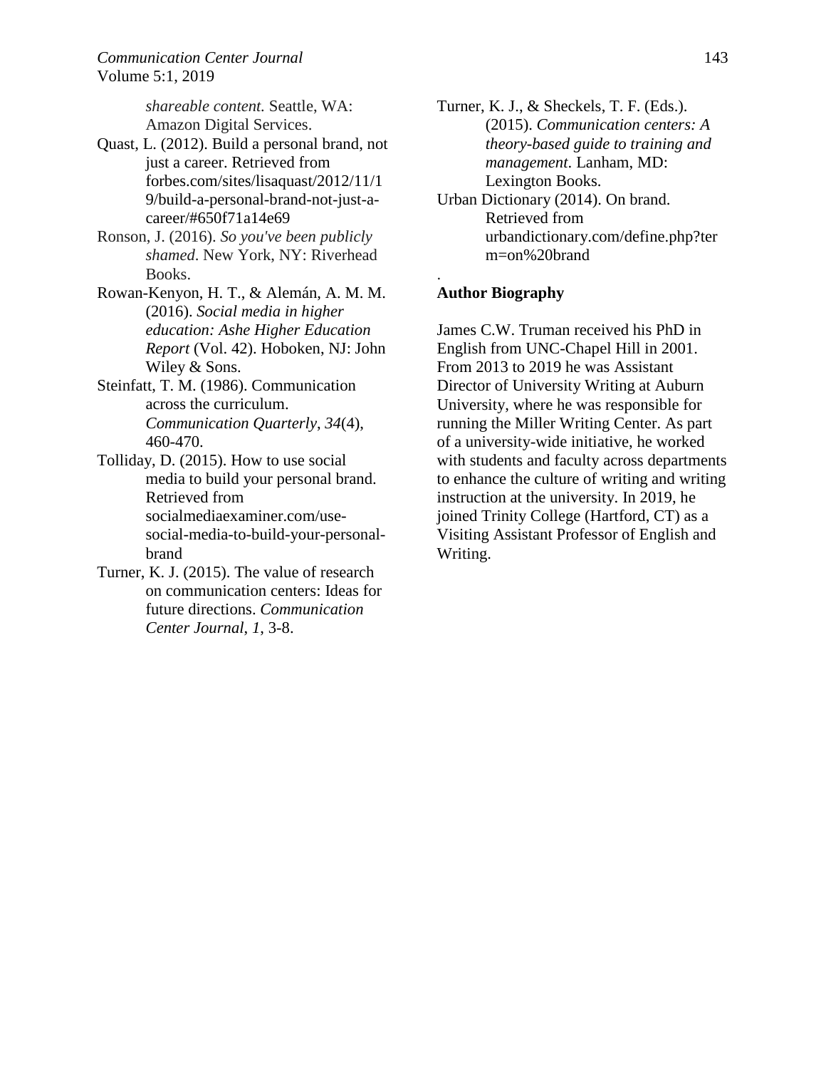*shareable content.* Seattle, WA: Amazon Digital Services.

Quast, L. (2012). Build a personal brand, not just a career. Retrieved from forbes.com/sites/lisaquast/2012/11/19/build-a-personal-brand-not-just-a-career/#650f71a14e69

Ronson, J. (2016). *So you've been publicly shamed*. New York, NY: Riverhead Books.

Rowan-Kenyon, H. T., & Alemán, A. M. M. (2016). *Social media in higher education: Ashe Higher Education Report* (Vol. 42). Hoboken, NJ: John Wiley & Sons.

Steinfatt, T. M. (1986). Communication across the curriculum. *Communication Quarterly*, *34*(4), 460-470.

Tolliday, D. (2015). How to use social media to build your personal brand. Retrieved from socialmediaexaminer.com/use-social-media-to-build-your-personal-brand

Turner, K. J. (2015). The value of research on communication centers: Ideas for future directions. *Communication Center Journal*, *1*, 3-8.

Turner, K. J., & Sheckels, T. F. (Eds.). (2015). *Communication centers: A theory-based guide to training and management*. Lanham, MD: Lexington Books.

Urban Dictionary (2014). On brand. Retrieved from urbandictionary.com/define.php?term=on%20brand

.

**Author Biography**

James C.W. Truman received his PhD in English from UNC-Chapel Hill in 2001. From 2013 to 2019 he was Assistant Director of University Writing at Auburn University, where he was responsible for running the Miller Writing Center. As part of a university-wide initiative, he worked with students and faculty across departments to enhance the culture of writing and writing instruction at the university. In 2019, he joined Trinity College (Hartford, CT) as a Visiting Assistant Professor of English and Writing.